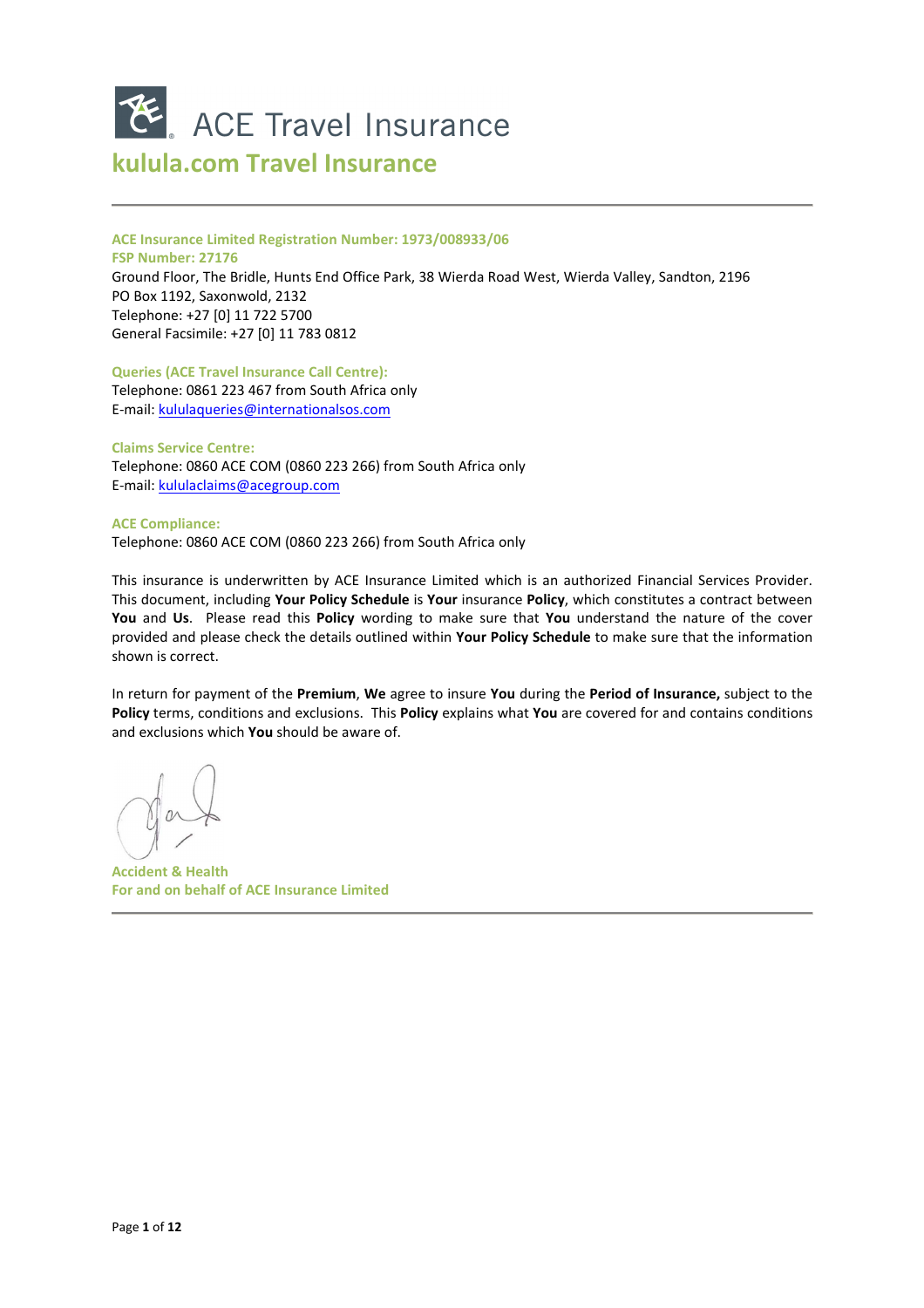# ACE Travel Insurance

## kulula.com Travel Insurance

**ACE Insurance Limited Registration Number: 1973/008933/06**
**FSP Number: 27176**
Ground Floor, The Bridle, Hunts End Office Park, 38 Wierda Road West, Wierda Valley, Sandton, 2196
PO Box 1192, Saxonwold, 2132
Telephone: +27 [0] 11 722 5700
General Facsimile: +27 [0] 11 783 0812

**Queries (ACE Travel Insurance Call Centre):**
Telephone: 0861 223 467 from South Africa only
E-mail: kululaqueries@internationalsos.com

**Claims Service Centre:**
Telephone: 0860 ACE COM (0860 223 266) from South Africa only
E-mail: kululaclaims@acegroup.com

**ACE Compliance:**
Telephone: 0860 ACE COM (0860 223 266) from South Africa only

This insurance is underwritten by ACE Insurance Limited which is an authorized Financial Services Provider. This document, including **Your Policy Schedule** is **Your** insurance **Policy**, which constitutes a contract between **You** and **Us**. Please read this **Policy** wording to make sure that **You** understand the nature of the cover provided and please check the details outlined within **Your Policy Schedule** to make sure that the information shown is correct.

In return for payment of the **Premium**, **We** agree to insure **You** during the **Period of Insurance,** subject to the **Policy** terms, conditions and exclusions. This **Policy** explains what **You** are covered for and contains conditions and exclusions which **You** should be aware of.

**Accident & Health**
**For and on behalf of ACE Insurance Limited**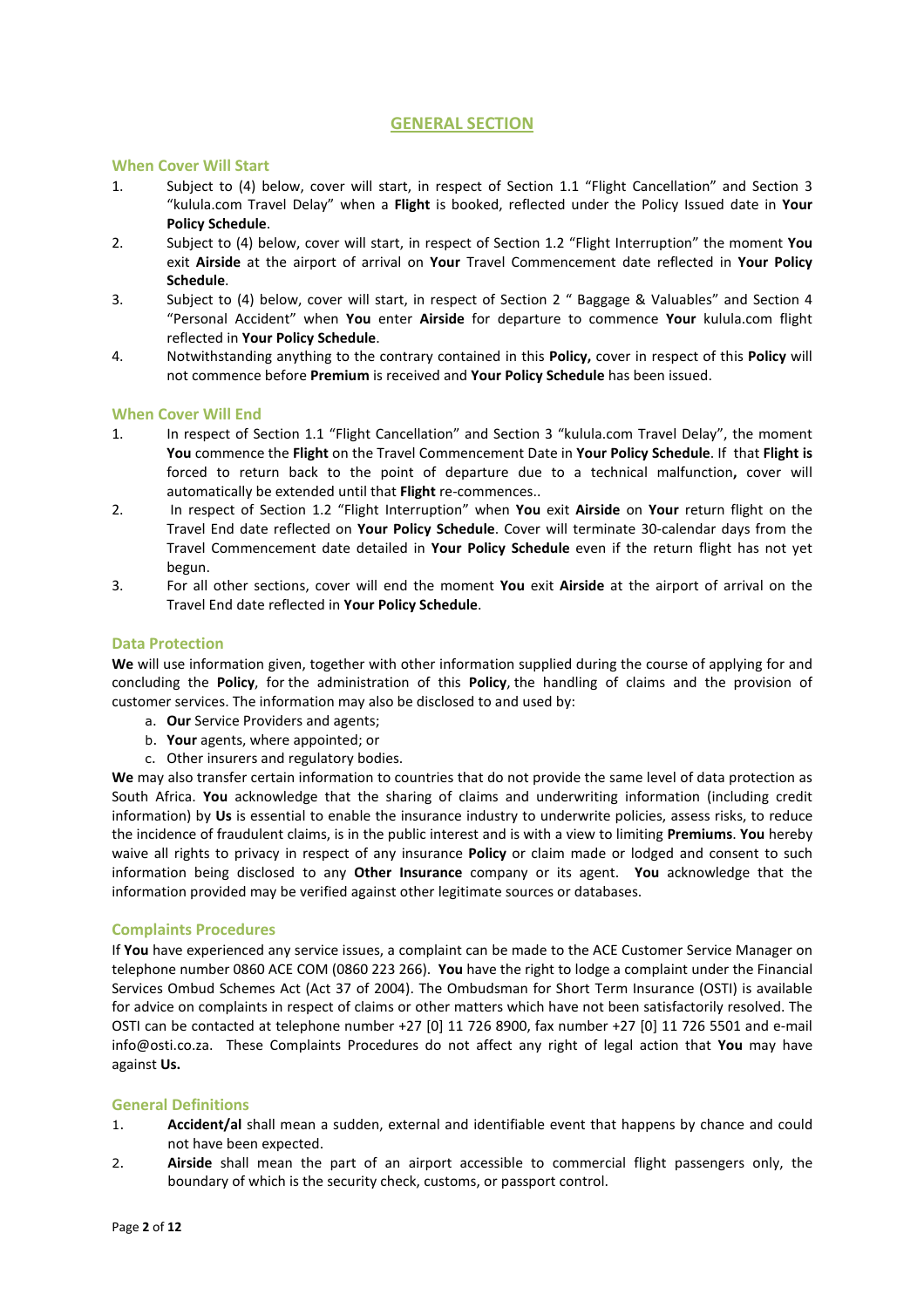## GENERAL SECTION

### When Cover Will Start

1. Subject to (4) below, cover will start, in respect of Section 1.1 “Flight Cancellation” and Section 3 “kulula.com Travel Delay” when a **Flight** is booked, reflected under the Policy Issued date in **Your Policy Schedule**.
2. Subject to (4) below, cover will start, in respect of Section 1.2 “Flight Interruption” the moment **You** exit **Airside** at the airport of arrival on **Your** Travel Commencement date reflected in **Your Policy Schedule**.
3. Subject to (4) below, cover will start, in respect of Section 2 “ Baggage & Valuables” and Section 4 “Personal Accident” when **You** enter **Airside** for departure to commence **Your** kulula.com flight reflected in **Your Policy Schedule**.
4. Notwithstanding anything to the contrary contained in this **Policy,** cover in respect of this **Policy** will not commence before **Premium** is received and **Your Policy Schedule** has been issued.

### When Cover Will End

1. In respect of Section 1.1 “Flight Cancellation” and Section 3 “kulula.com Travel Delay”, the moment **You** commence the **Flight** on the Travel Commencement Date in **Your Policy Schedule**. If that **Flight is** forced to return back to the point of departure due to a technical malfunction**,** cover will automatically be extended until that **Flight** re-commences..
2. In respect of Section 1.2 “Flight Interruption” when **You** exit **Airside** on **Your** return flight on the Travel End date reflected on **Your Policy Schedule**. Cover will terminate 30-calendar days from the Travel Commencement date detailed in **Your Policy Schedule** even if the return flight has not yet begun.
3. For all other sections, cover will end the moment **You** exit **Airside** at the airport of arrival on the Travel End date reflected in **Your Policy Schedule**.

### Data Protection

**We** will use information given, together with other information supplied during the course of applying for and concluding the **Policy**, for the administration of this **Policy**, the handling of claims and the provision of customer services. The information may also be disclosed to and used by:

a. **Our** Service Providers and agents;
b. **Your** agents, where appointed; or
c. Other insurers and regulatory bodies.

**We** may also transfer certain information to countries that do not provide the same level of data protection as South Africa. **You** acknowledge that the sharing of claims and underwriting information (including credit information) by **Us** is essential to enable the insurance industry to underwrite policies, assess risks, to reduce the incidence of fraudulent claims, is in the public interest and is with a view to limiting **Premiums**. **You** hereby waive all rights to privacy in respect of any insurance **Policy** or claim made or lodged and consent to such information being disclosed to any **Other Insurance** company or its agent. **You** acknowledge that the information provided may be verified against other legitimate sources or databases.

### Complaints Procedures

If **You** have experienced any service issues, a complaint can be made to the ACE Customer Service Manager on telephone number 0860 ACE COM (0860 223 266). **You** have the right to lodge a complaint under the Financial Services Ombud Schemes Act (Act 37 of 2004). The Ombudsman for Short Term Insurance (OSTI) is available for advice on complaints in respect of claims or other matters which have not been satisfactorily resolved. The OSTI can be contacted at telephone number +27 [0] 11 726 8900, fax number +27 [0] 11 726 5501 and e-mail info@osti.co.za. These Complaints Procedures do not affect any right of legal action that **You** may have against **Us.**

### General Definitions

1. **Accident/al** shall mean a sudden, external and identifiable event that happens by chance and could not have been expected.
2. **Airside** shall mean the part of an airport accessible to commercial flight passengers only, the boundary of which is the security check, customs, or passport control.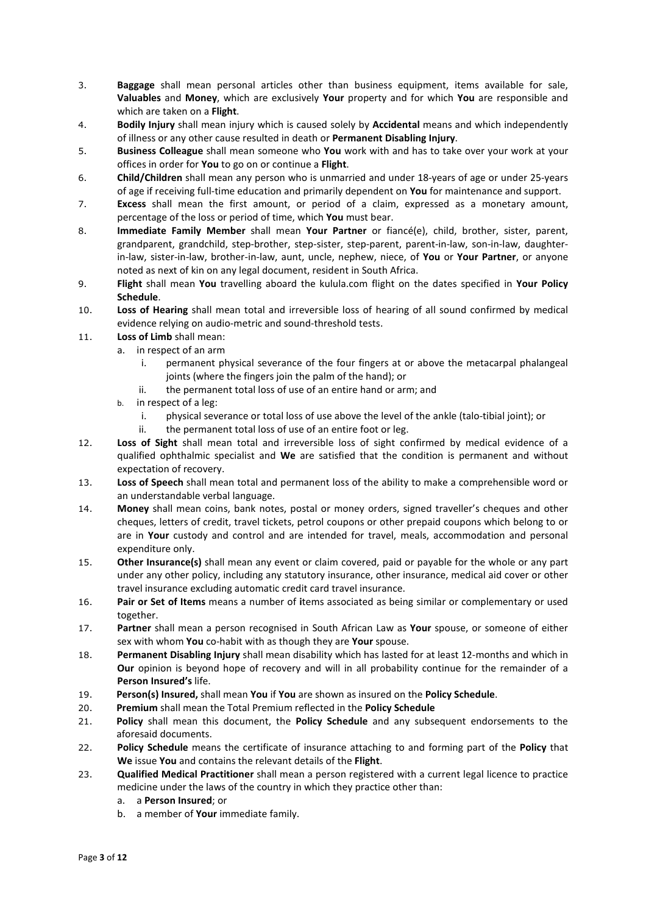3. **Baggage** shall mean personal articles other than business equipment, items available for sale, **Valuables** and **Money**, which are exclusively **Your** property and for which **You** are responsible and which are taken on a **Flight**.
4. **Bodily Injury** shall mean injury which is caused solely by **Accidental** means and which independently of illness or any other cause resulted in death or **Permanent Disabling Injury**.
5. **Business Colleague** shall mean someone who **You** work with and has to take over your work at your offices in order for **You** to go on or continue a **Flight**.
6. **Child/Children** shall mean any person who is unmarried and under 18-years of age or under 25-years of age if receiving full-time education and primarily dependent on **You** for maintenance and support.
7. **Excess** shall mean the first amount, or period of a claim, expressed as a monetary amount, percentage of the loss or period of time, which **You** must bear.
8. **Immediate Family Member** shall mean **Your Partner** or fiancé(e), child, brother, sister, parent, grandparent, grandchild, step-brother, step-sister, step-parent, parent-in-law, son-in-law, daughter-in-law, sister-in-law, brother-in-law, aunt, uncle, nephew, niece, of **You** or **Your Partner**, or anyone noted as next of kin on any legal document, resident in South Africa.
9. **Flight** shall mean **You** travelling aboard the kulula.com flight on the dates specified in **Your Policy Schedule**.
10. **Loss of Hearing** shall mean total and irreversible loss of hearing of all sound confirmed by medical evidence relying on audio-metric and sound-threshold tests.
11. **Loss of Limb** shall mean:
    a. in respect of an arm
        i. permanent physical severance of the four fingers at or above the metacarpal phalangeal joints (where the fingers join the palm of the hand); or
        ii. the permanent total loss of use of an entire hand or arm; and
    b. in respect of a leg:
        i. physical severance or total loss of use above the level of the ankle (talo-tibial joint); or
        ii. the permanent total loss of use of an entire foot or leg.
12. **Loss of Sight** shall mean total and irreversible loss of sight confirmed by medical evidence of a qualified ophthalmic specialist and **We** are satisfied that the condition is permanent and without expectation of recovery.
13. **Loss of Speech** shall mean total and permanent loss of the ability to make a comprehensible word or an understandable verbal language.
14. **Money** shall mean coins, bank notes, postal or money orders, signed traveller's cheques and other cheques, letters of credit, travel tickets, petrol coupons or other prepaid coupons which belong to or are in **Your** custody and control and are intended for travel, meals, accommodation and personal expenditure only.
15. **Other Insurance(s)** shall mean any event or claim covered, paid or payable for the whole or any part under any other policy, including any statutory insurance, other insurance, medical aid cover or other travel insurance excluding automatic credit card travel insurance.
16. **Pair or Set of Items** means a number of items associated as being similar or complementary or used together.
17. **Partner** shall mean a person recognised in South African Law as **Your** spouse, or someone of either sex with whom **You** co-habit with as though they are **Your** spouse.
18. **Permanent Disabling Injury** shall mean disability which has lasted for at least 12-months and which in **Our** opinion is beyond hope of recovery and will in all probability continue for the remainder of a **Person Insured's** life.
19. **Person(s) Insured,** shall mean **You** if **You** are shown as insured on the **Policy Schedule**.
20. **Premium** shall mean the Total Premium reflected in the **Policy Schedule**
21. **Policy** shall mean this document, the **Policy Schedule** and any subsequent endorsements to the aforesaid documents.
22. **Policy Schedule** means the certificate of insurance attaching to and forming part of the **Policy** that **We** issue **You** and contains the relevant details of the **Flight**.
23. **Qualified Medical Practitioner** shall mean a person registered with a current legal licence to practice medicine under the laws of the country in which they practice other than:
    a. a **Person Insured**; or
    b. a member of **Your** immediate family.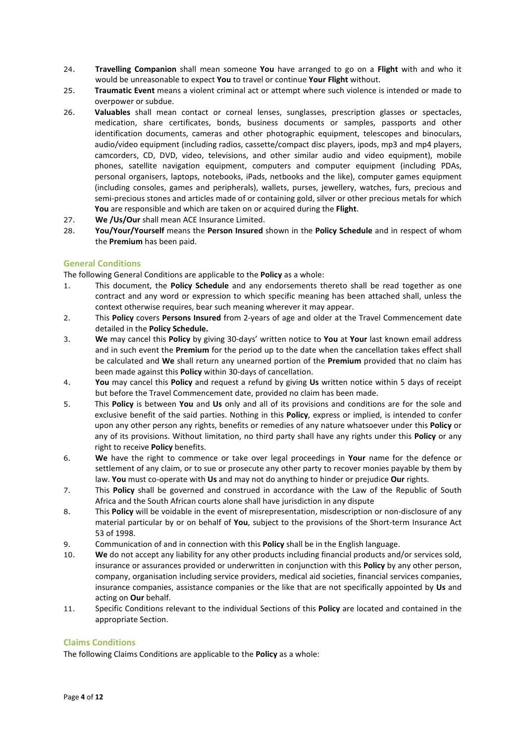24. **Travelling Companion** shall mean someone **You** have arranged to go on a **Flight** with and who it would be unreasonable to expect **You** to travel or continue **Your Flight** without.
25. **Traumatic Event** means a violent criminal act or attempt where such violence is intended or made to overpower or subdue.
26. **Valuables** shall mean contact or corneal lenses, sunglasses, prescription glasses or spectacles, medication, share certificates, bonds, business documents or samples, passports and other identification documents, cameras and other photographic equipment, telescopes and binoculars, audio/video equipment (including radios, cassette/compact disc players, ipods, mp3 and mp4 players, camcorders, CD, DVD, video, televisions, and other similar audio and video equipment), mobile phones, satellite navigation equipment, computers and computer equipment (including PDAs, personal organisers, laptops, notebooks, iPads, netbooks and the like), computer games equipment (including consoles, games and peripherals), wallets, purses, jewellery, watches, furs, precious and semi-precious stones and articles made of or containing gold, silver or other precious metals for which **You** are responsible and which are taken on or acquired during the **Flight**.
27. **We /Us/Our** shall mean ACE Insurance Limited.
28. **You/Your/Yourself** means the **Person Insured** shown in the **Policy Schedule** and in respect of whom the **Premium** has been paid.

## General Conditions

The following General Conditions are applicable to the **Policy** as a whole:

1. This document, the **Policy Schedule** and any endorsements thereto shall be read together as one contract and any word or expression to which specific meaning has been attached shall, unless the context otherwise requires, bear such meaning wherever it may appear.
2. This **Policy** covers **Persons Insured** from 2-years of age and older at the Travel Commencement date detailed in the **Policy Schedule.**
3. **We** may cancel this **Policy** by giving 30-days' written notice to **You** at **Your** last known email address and in such event the **Premium** for the period up to the date when the cancellation takes effect shall be calculated and **We** shall return any unearned portion of the **Premium** provided that no claim has been made against this **Policy** within 30-days of cancellation.
4. **You** may cancel this **Policy** and request a refund by giving **Us** written notice within 5 days of receipt but before the Travel Commencement date, provided no claim has been made.
5. This **Policy** is between **You** and **Us** only and all of its provisions and conditions are for the sole and exclusive benefit of the said parties. Nothing in this **Policy**, express or implied, is intended to confer upon any other person any rights, benefits or remedies of any nature whatsoever under this **Policy** or any of its provisions. Without limitation, no third party shall have any rights under this **Policy** or any right to receive **Policy** benefits.
6. **We** have the right to commence or take over legal proceedings in **Your** name for the defence or settlement of any claim, or to sue or prosecute any other party to recover monies payable by them by law. **You** must co-operate with **Us** and may not do anything to hinder or prejudice **Our** rights.
7. This **Policy** shall be governed and construed in accordance with the Law of the Republic of South Africa and the South African courts alone shall have jurisdiction in any dispute
8. This **Policy** will be voidable in the event of misrepresentation, misdescription or non-disclosure of any material particular by or on behalf of **You**, subject to the provisions of the Short-term Insurance Act 53 of 1998.
9. Communication of and in connection with this **Policy** shall be in the English language.
10. **We** do not accept any liability for any other products including financial products and/or services sold, insurance or assurances provided or underwritten in conjunction with this **Policy** by any other person, company, organisation including service providers, medical aid societies, financial services companies, insurance companies, assistance companies or the like that are not specifically appointed by **Us** and acting on **Our** behalf.
11. Specific Conditions relevant to the individual Sections of this **Policy** are located and contained in the appropriate Section.

## Claims Conditions

The following Claims Conditions are applicable to the **Policy** as a whole: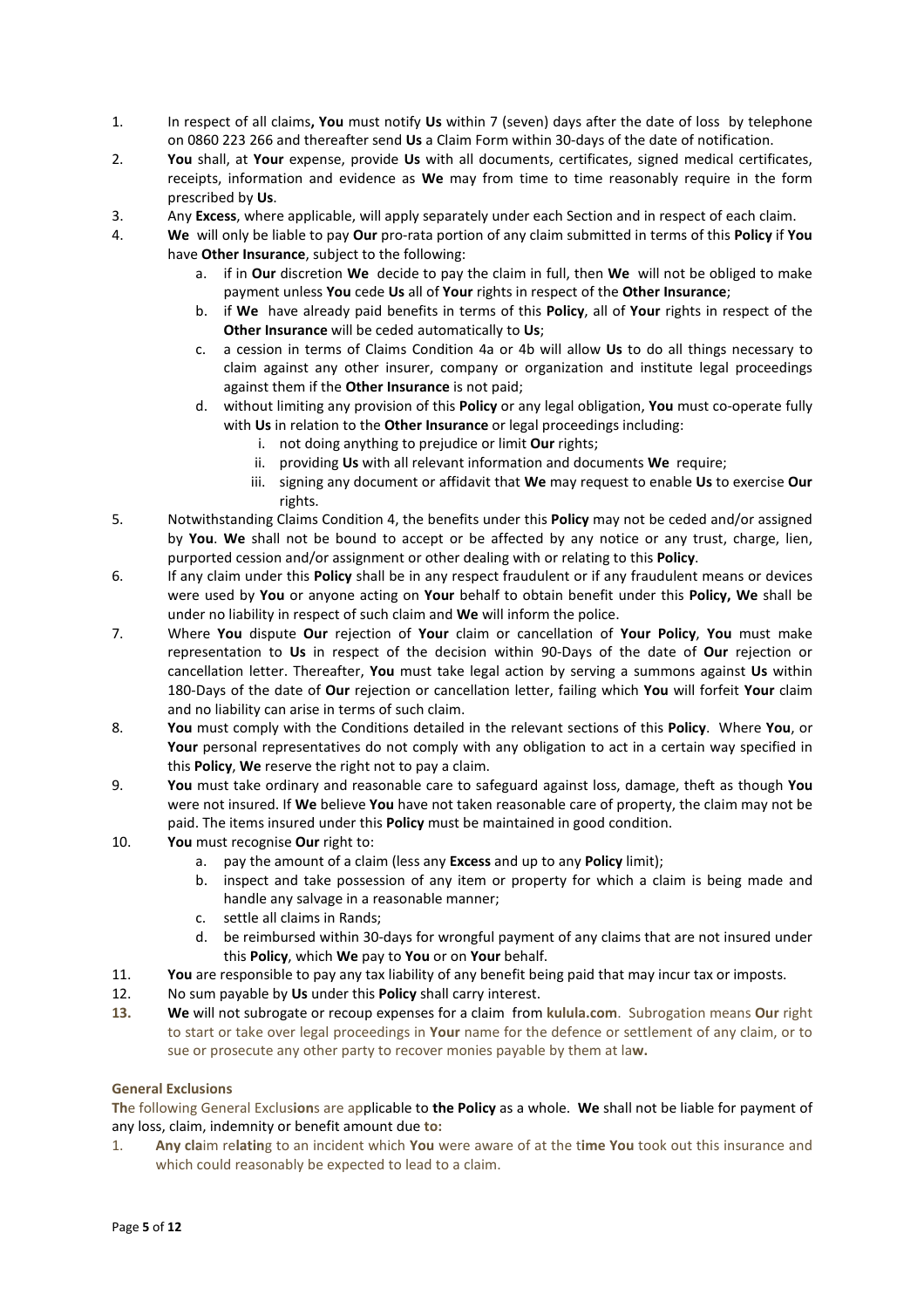1. In respect of all claims**, You** must notify **Us** within 7 (seven) days after the date of loss by telephone on 0860 223 266 and thereafter send **Us** a Claim Form within 30-days of the date of notification.
2. **You** shall, at **Your** expense, provide **Us** with all documents, certificates, signed medical certificates, receipts, information and evidence as **We** may from time to time reasonably require in the form prescribed by **Us**.
3. Any **Excess**, where applicable, will apply separately under each Section and in respect of each claim.
4. **We** will only be liable to pay **Our** pro-rata portion of any claim submitted in terms of this **Policy** if **You** have **Other Insurance**, subject to the following:
   a. if in **Our** discretion **We** decide to pay the claim in full, then **We** will not be obliged to make payment unless **You** cede **Us** all of **Your** rights in respect of the **Other Insurance**;
   b. if **We** have already paid benefits in terms of this **Policy**, all of **Your** rights in respect of the **Other Insurance** will be ceded automatically to **Us**;
   c. a cession in terms of Claims Condition 4a or 4b will allow **Us** to do all things necessary to claim against any other insurer, company or organization and institute legal proceedings against them if the **Other Insurance** is not paid;
   d. without limiting any provision of this **Policy** or any legal obligation, **You** must co-operate fully with **Us** in relation to the **Other Insurance** or legal proceedings including:
      i. not doing anything to prejudice or limit **Our** rights;
      ii. providing **Us** with all relevant information and documents **We** require;
      iii. signing any document or affidavit that **We** may request to enable **Us** to exercise **Our** rights.
5. Notwithstanding Claims Condition 4, the benefits under this **Policy** may not be ceded and/or assigned by **You**. **We** shall not be bound to accept or be affected by any notice or any trust, charge, lien, purported cession and/or assignment or other dealing with or relating to this **Policy**.
6. If any claim under this **Policy** shall be in any respect fraudulent or if any fraudulent means or devices were used by **You** or anyone acting on **Your** behalf to obtain benefit under this **Policy, We** shall be under no liability in respect of such claim and **We** will inform the police.
7. Where **You** dispute **Our** rejection of **Your** claim or cancellation of **Your Policy**, **You** must make representation to **Us** in respect of the decision within 90-Days of the date of **Our** rejection or cancellation letter. Thereafter, **You** must take legal action by serving a summons against **Us** within 180-Days of the date of **Our** rejection or cancellation letter, failing which **You** will forfeit **Your** claim and no liability can arise in terms of such claim.
8. **You** must comply with the Conditions detailed in the relevant sections of this **Policy**. Where **You**, or **Your** personal representatives do not comply with any obligation to act in a certain way specified in this **Policy**, **We** reserve the right not to pay a claim.
9. **You** must take ordinary and reasonable care to safeguard against loss, damage, theft as though **You** were not insured. If **We** believe **You** have not taken reasonable care of property, the claim may not be paid. The items insured under this **Policy** must be maintained in good condition.
10. **You** must recognise **Our** right to:
    a. pay the amount of a claim (less any **Excess** and up to any **Policy** limit);
    b. inspect and take possession of any item or property for which a claim is being made and handle any salvage in a reasonable manner;
    c. settle all claims in Rands;
    d. be reimbursed within 30-days for wrongful payment of any claims that are not insured under this **Policy**, which **We** pay to **You** or on **Your** behalf.
11. **You** are responsible to pay any tax liability of any benefit being paid that may incur tax or imposts.
12. No sum payable by **Us** under this **Policy** shall carry interest.
13. **We** will not subrogate or recoup expenses for a claim from **kulula.com**. Subrogation means **Our** right to start or take over legal proceedings in **Your** name for the defence or settlement of any claim, or to sue or prosecute any other party to recover monies payable by them at law.

**General Exclusions**

The following General Exclusions are applicable to **the Policy** as a whole. **We** shall not be liable for payment of any loss, claim, indemnity or benefit amount due to:

1. **Any claim relating** to an incident which **You** were aware of at the **time You** took out this insurance and which could reasonably be expected to lead to a claim.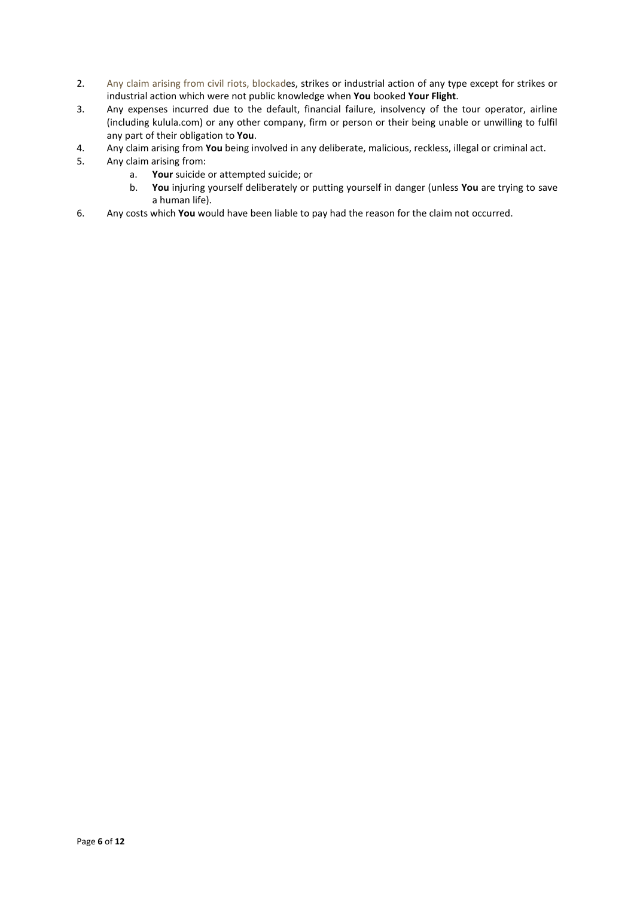2. Any claim arising from civil riots, blockades, strikes or industrial action of any type except for strikes or industrial action which were not public knowledge when **You** booked **Your Flight**.
3. Any expenses incurred due to the default, financial failure, insolvency of the tour operator, airline (including kulula.com) or any other company, firm or person or their being unable or unwilling to fulfil any part of their obligation to **You**.
4. Any claim arising from **You** being involved in any deliberate, malicious, reckless, illegal or criminal act.
5. Any claim arising from:
   a. **Your** suicide or attempted suicide; or
   b. **You** injuring yourself deliberately or putting yourself in danger (unless **You** are trying to save a human life).
6. Any costs which **You** would have been liable to pay had the reason for the claim not occurred.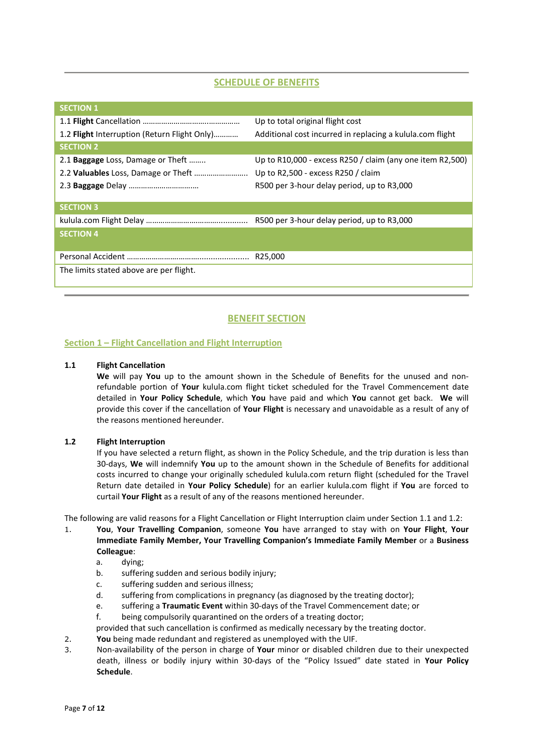## SCHEDULE OF BENEFITS

| SECTION 1 | |
|---|---|
| 1.1 **Flight** Cancellation ……………………………….…………… | Up to total original flight cost |
| 1.2 **Flight** Interruption (Return Flight Only)……….. | Additional cost incurred in replacing a kulula.com flight |
| **SECTION 2** | |
| 2.1 **Baggage** Loss, Damage or Theft …….. | Up to R10,000 - excess R250 / claim (any one item R2,500) |
| 2.2 **Valuables** Loss, Damage or Theft ……………………. | Up to R2,500 - excess R250 / claim |
| 2.3 **Baggage** Delay …………………………… | R500 per 3-hour delay period, up to R3,000 |
| **SECTION 3** | |
| kulula.com Flight Delay ………………………………….......... | R500 per 3-hour delay period, up to R3,000 |
| **SECTION 4** | |
| Personal Accident ……………………………….................... | R25,000 |
| The limits stated above are per flight. | |

## BENEFIT SECTION

### Section 1 – Flight Cancellation and Flight Interruption

**1.1 Flight Cancellation**

**We** will pay **You** up to the amount shown in the Schedule of Benefits for the unused and non-refundable portion of **Your** kulula.com flight ticket scheduled for the Travel Commencement date detailed in **Your Policy Schedule**, which **You** have paid and which **You** cannot get back. **We** will provide this cover if the cancellation of **Your Flight** is necessary and unavoidable as a result of any of the reasons mentioned hereunder.

**1.2 Flight Interruption**

If you have selected a return flight, as shown in the Policy Schedule, and the trip duration is less than 30-days, **We** will indemnify **You** up to the amount shown in the Schedule of Benefits for additional costs incurred to change your originally scheduled kulula.com return flight (scheduled for the Travel Return date detailed in **Your Policy Schedule**) for an earlier kulula.com flight if **You** are forced to curtail **Your Flight** as a result of any of the reasons mentioned hereunder.

The following are valid reasons for a Flight Cancellation or Flight Interruption claim under Section 1.1 and 1.2:

1. **You**, **Your Travelling Companion**, someone **You** have arranged to stay with on **Your Flight**, **Your Immediate Family Member, Your Travelling Companion's Immediate Family Member** or a **Business Colleague**:
   a. dying;
   b. suffering sudden and serious bodily injury;
   c. suffering sudden and serious illness;
   d. suffering from complications in pregnancy (as diagnosed by the treating doctor);
   e. suffering a **Traumatic Event** within 30-days of the Travel Commencement date; or
   f. being compulsorily quarantined on the orders of a treating doctor;

   provided that such cancellation is confirmed as medically necessary by the treating doctor.
2. **You** being made redundant and registered as unemployed with the UIF.
3. Non-availability of the person in charge of **Your** minor or disabled children due to their unexpected death, illness or bodily injury within 30-days of the "Policy Issued" date stated in **Your Policy Schedule**.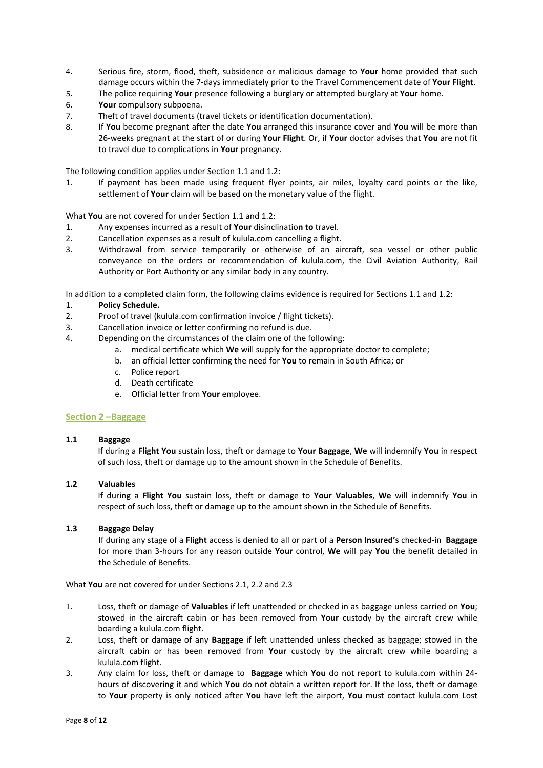4. Serious fire, storm, flood, theft, subsidence or malicious damage to **Your** home provided that such damage occurs within the 7-days immediately prior to the Travel Commencement date of **Your Flight**.
5. The police requiring **Your** presence following a burglary or attempted burglary at **Your** home.
6. **Your** compulsory subpoena.
7. Theft of travel documents (travel tickets or identification documentation).
8. If **You** become pregnant after the date **You** arranged this insurance cover and **You** will be more than 26-weeks pregnant at the start of or during **Your Flight**. Or, if **Your** doctor advises that **You** are not fit to travel due to complications in **Your** pregnancy.

The following condition applies under Section 1.1 and 1.2:

1. If payment has been made using frequent flyer points, air miles, loyalty card points or the like, settlement of **Your** claim will be based on the monetary value of the flight.

What **You** are not covered for under Section 1.1 and 1.2:

1. Any expenses incurred as a result of **Your** disinclinatio**n to** travel.
2. Cancellation expenses as a result of kulula.com cancelling a flight.
3. Withdrawal from service temporarily or otherwise of an aircraft, sea vessel or other public conveyance on the orders or recommendation of kulula.com, the Civil Aviation Authority, Rail Authority or Port Authority or any similar body in any country.

In addition to a completed claim form, the following claims evidence is required for Sections 1.1 and 1.2:

1. **Policy Schedule.**
2. Proof of travel (kulula.com confirmation invoice / flight tickets).
3. Cancellation invoice or letter confirming no refund is due.
4. Depending on the circumstances of the claim one of the following:
   a. medical certificate which **We** will supply for the appropriate doctor to complete;
   b. an official letter confirming the need for **You** to remain in South Africa; or
   c. Police report
   d. Death certificate
   e. Official letter from **Your** employee.

## Section 2 –Baggage

### 1.1 Baggage

If during a **Flight You** sustain loss, theft or damage to **Your Baggage**, **We** will indemnify **You** in respect of such loss, theft or damage up to the amount shown in the Schedule of Benefits.

### 1.2 Valuables

If during a **Flight You** sustain loss, theft or damage to **Your Valuables**, **We** will indemnify **You** in respect of such loss, theft or damage up to the amount shown in the Schedule of Benefits.

### 1.3 Baggage Delay

If during any stage of a **Flight** access is denied to all or part of a **Person Insured's** checked-in **Baggage** for more than 3-hours for any reason outside **Your** control, **We** will pay **You** the benefit detailed in the Schedule of Benefits.

What **You** are not covered for under Sections 2.1, 2.2 and 2.3

1. Loss, theft or damage of **Valuables** if left unattended or checked in as baggage unless carried on **You**; stowed in the aircraft cabin or has been removed from **Your** custody by the aircraft crew while boarding a kulula.com flight.
2. Loss, theft or damage of any **Baggage** if left unattended unless checked as baggage; stowed in the aircraft cabin or has been removed from **Your** custody by the aircraft crew while boarding a kulula.com flight.
3. Any claim for loss, theft or damage to **Baggage** which **You** do not report to kulula.com within 24-hours of discovering it and which **You** do not obtain a written report for. If the loss, theft or damage to **Your** property is only noticed after **You** have left the airport, **You** must contact kulula.com Lost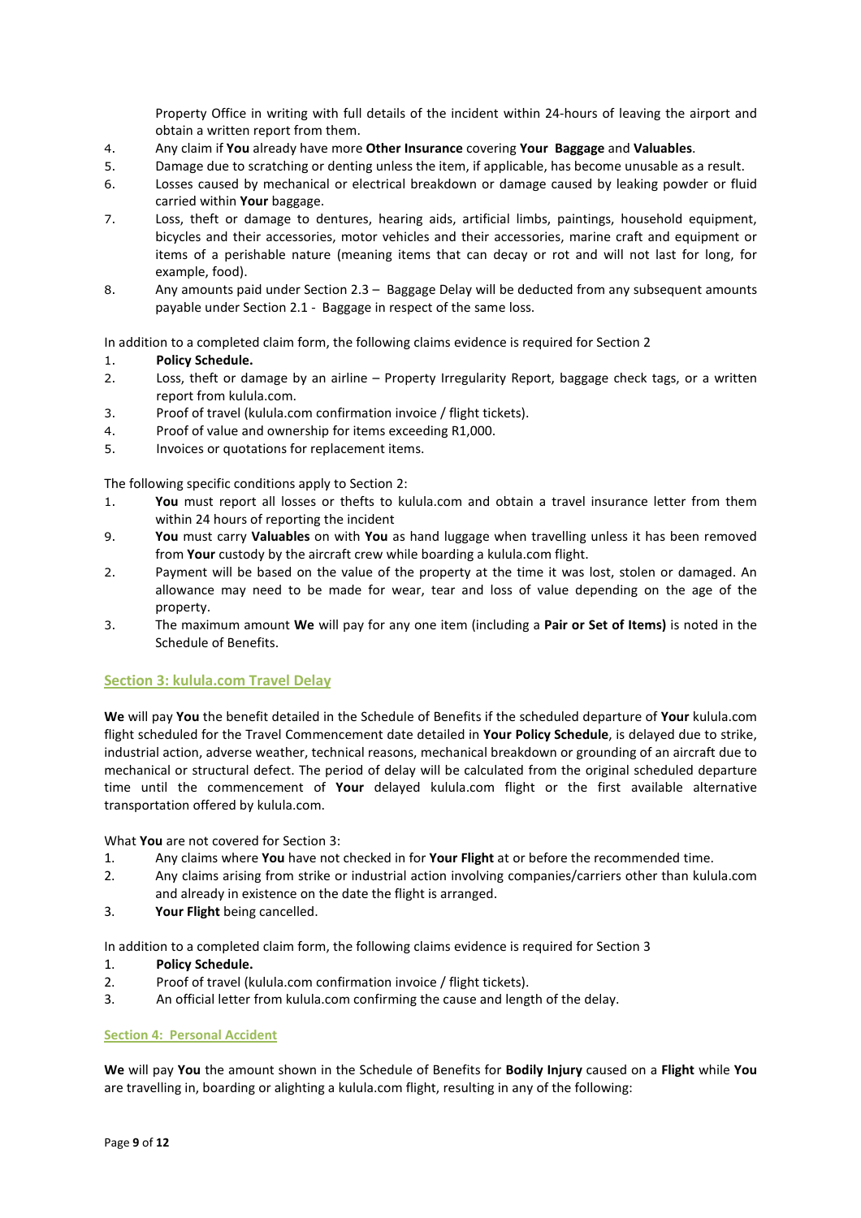Property Office in writing with full details of the incident within 24-hours of leaving the airport and obtain a written report from them.

4. Any claim if **You** already have more **Other Insurance** covering **Your Baggage** and **Valuables**.
5. Damage due to scratching or denting unless the item, if applicable, has become unusable as a result.
6. Losses caused by mechanical or electrical breakdown or damage caused by leaking powder or fluid carried within **Your** baggage.
7. Loss, theft or damage to dentures, hearing aids, artificial limbs, paintings, household equipment, bicycles and their accessories, motor vehicles and their accessories, marine craft and equipment or items of a perishable nature (meaning items that can decay or rot and will not last for long, for example, food).
8. Any amounts paid under Section 2.3 – Baggage Delay will be deducted from any subsequent amounts payable under Section 2.1 - Baggage in respect of the same loss.

In addition to a completed claim form, the following claims evidence is required for Section 2

1. **Policy Schedule.**
2. Loss, theft or damage by an airline – Property Irregularity Report, baggage check tags, or a written report from kulula.com.
3. Proof of travel (kulula.com confirmation invoice / flight tickets).
4. Proof of value and ownership for items exceeding R1,000.
5. Invoices or quotations for replacement items.

The following specific conditions apply to Section 2:

1. **You** must report all losses or thefts to kulula.com and obtain a travel insurance letter from them within 24 hours of reporting the incident
9. **You** must carry **Valuables** on with **You** as hand luggage when travelling unless it has been removed from **Your** custody by the aircraft crew while boarding a kulula.com flight.
2. Payment will be based on the value of the property at the time it was lost, stolen or damaged. An allowance may need to be made for wear, tear and loss of value depending on the age of the property.
3. The maximum amount **We** will pay for any one item (including a **Pair or Set of Items)** is noted in the Schedule of Benefits.

## Section 3: kulula.com Travel Delay

**We** will pay **You** the benefit detailed in the Schedule of Benefits if the scheduled departure of **Your** kulula.com flight scheduled for the Travel Commencement date detailed in **Your Policy Schedule**, is delayed due to strike, industrial action, adverse weather, technical reasons, mechanical breakdown or grounding of an aircraft due to mechanical or structural defect. The period of delay will be calculated from the original scheduled departure time until the commencement of **Your** delayed kulula.com flight or the first available alternative transportation offered by kulula.com.

What **You** are not covered for Section 3:

1. Any claims where **You** have not checked in for **Your Flight** at or before the recommended time.
2. Any claims arising from strike or industrial action involving companies/carriers other than kulula.com and already in existence on the date the flight is arranged.
3. **Your Flight** being cancelled.

In addition to a completed claim form, the following claims evidence is required for Section 3

1. **Policy Schedule.**
2. Proof of travel (kulula.com confirmation invoice / flight tickets).
3. An official letter from kulula.com confirming the cause and length of the delay.

## Section 4: Personal Accident

**We** will pay **You** the amount shown in the Schedule of Benefits for **Bodily Injury** caused on a **Flight** while **You** are travelling in, boarding or alighting a kulula.com flight, resulting in any of the following: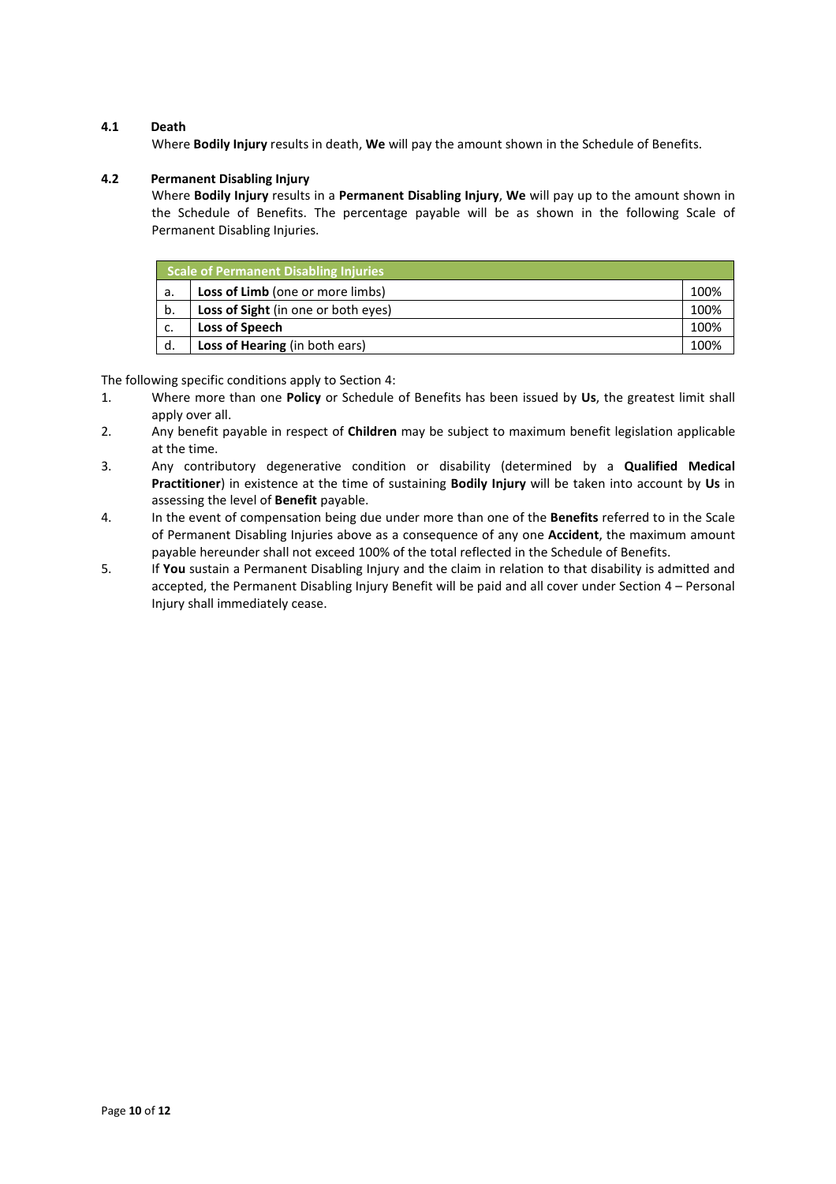### 4.1 Death

Where **Bodily Injury** results in death, **We** will pay the amount shown in the Schedule of Benefits.

### 4.2 Permanent Disabling Injury

Where **Bodily Injury** results in a **Permanent Disabling Injury**, **We** will pay up to the amount shown in the Schedule of Benefits. The percentage payable will be as shown in the following Scale of Permanent Disabling Injuries.

| Scale of Permanent Disabling Injuries | | |
|---|---|---|
| a. | **Loss of Limb** (one or more limbs) | 100% |
| b. | **Loss of Sight** (in one or both eyes) | 100% |
| c. | **Loss of Speech** | 100% |
| d. | **Loss of Hearing** (in both ears) | 100% |

The following specific conditions apply to Section 4:

1. Where more than one **Policy** or Schedule of Benefits has been issued by **Us**, the greatest limit shall apply over all.
2. Any benefit payable in respect of **Children** may be subject to maximum benefit legislation applicable at the time.
3. Any contributory degenerative condition or disability (determined by a **Qualified Medical Practitioner**) in existence at the time of sustaining **Bodily Injury** will be taken into account by **Us** in assessing the level of **Benefit** payable.
4. In the event of compensation being due under more than one of the **Benefits** referred to in the Scale of Permanent Disabling Injuries above as a consequence of any one **Accident**, the maximum amount payable hereunder shall not exceed 100% of the total reflected in the Schedule of Benefits.
5. If **You** sustain a Permanent Disabling Injury and the claim in relation to that disability is admitted and accepted, the Permanent Disabling Injury Benefit will be paid and all cover under Section 4 – Personal Injury shall immediately cease.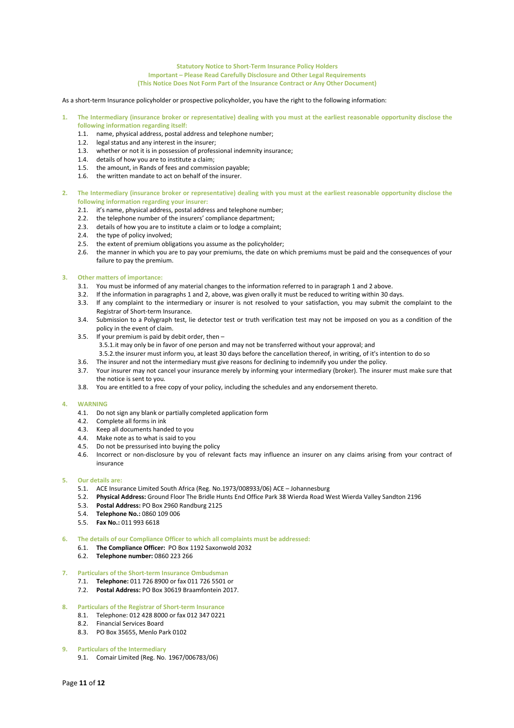**Statutory Notice to Short-Term Insurance Policy Holders**
**Important – Please Read Carefully Disclosure and Other Legal Requirements**
**(This Notice Does Not Form Part of the Insurance Contract or Any Other Document)**

As a short-term Insurance policyholder or prospective policyholder, you have the right to the following information:

**1. The Intermediary (insurance broker or representative) dealing with you must at the earliest reasonable opportunity disclose the following information regarding itself:**

1.1. name, physical address, postal address and telephone number;
1.2. legal status and any interest in the insurer;
1.3. whether or not it is in possession of professional indemnity insurance;
1.4. details of how you are to institute a claim;
1.5. the amount, in Rands of fees and commission payable;
1.6. the written mandate to act on behalf of the insurer.

**2. The Intermediary (insurance broker or representative) dealing with you must at the earliest reasonable opportunity disclose the following information regarding your insurer:**

2.1. it's name, physical address, postal address and telephone number;
2.2. the telephone number of the insurers' compliance department;
2.3. details of how you are to institute a claim or to lodge a complaint;
2.4. the type of policy involved;
2.5. the extent of premium obligations you assume as the policyholder;
2.6. the manner in which you are to pay your premiums, the date on which premiums must be paid and the consequences of your failure to pay the premium.

**3. Other matters of importance:**

3.1. You must be informed of any material changes to the information referred to in paragraph 1 and 2 above.
3.2. If the information in paragraphs 1 and 2, above, was given orally it must be reduced to writing within 30 days.
3.3. If any complaint to the intermediary or insurer is not resolved to your satisfaction, you may submit the complaint to the Registrar of Short-term Insurance.
3.4. Submission to a Polygraph test, lie detector test or truth verification test may not be imposed on you as a condition of the policy in the event of claim.
3.5. If your premium is paid by debit order, then –
  3.5.1. it may only be in favor of one person and may not be transferred without your approval; and
  3.5.2. the insurer must inform you, at least 30 days before the cancellation thereof, in writing, of it's intention to do so
3.6. The insurer and not the intermediary must give reasons for declining to indemnify you under the policy.
3.7. Your insurer may not cancel your insurance merely by informing your intermediary (broker). The insurer must make sure that the notice is sent to you.
3.8. You are entitled to a free copy of your policy, including the schedules and any endorsement thereto.

**4. WARNING**

4.1. Do not sign any blank or partially completed application form
4.2. Complete all forms in ink
4.3. Keep all documents handed to you
4.4. Make note as to what is said to you
4.5. Do not be pressurised into buying the policy
4.6. Incorrect or non-disclosure by you of relevant facts may influence an insurer on any claims arising from your contract of insurance

**5. Our details are:**

5.1. ACE Insurance Limited South Africa (Reg. No.1973/008933/06) ACE – Johannesburg
5.2. **Physical Address:** Ground Floor The Bridle Hunts End Office Park 38 Wierda Road West Wierda Valley Sandton 2196
5.3. **Postal Address:** PO Box 2960 Randburg 2125
5.4. **Telephone No.:** 0860 109 006
5.5. **Fax No.:** 011 993 6618

**6. The details of our Compliance Officer to which all complaints must be addressed:**

6.1. **The Compliance Officer:** PO Box 1192 Saxonwold 2032
6.2. **Telephone number:** 0860 223 266

**7. Particulars of the Short-term Insurance Ombudsman**

7.1. **Telephone:** 011 726 8900 or fax 011 726 5501 or
7.2. **Postal Address:** PO Box 30619 Braamfontein 2017.

**8. Particulars of the Registrar of Short-term Insurance**

8.1. Telephone: 012 428 8000 or fax 012 347 0221
8.2. Financial Services Board
8.3. PO Box 35655, Menlo Park 0102

**9. Particulars of the Intermediary**

9.1. Comair Limited (Reg. No. 1967/006783/06)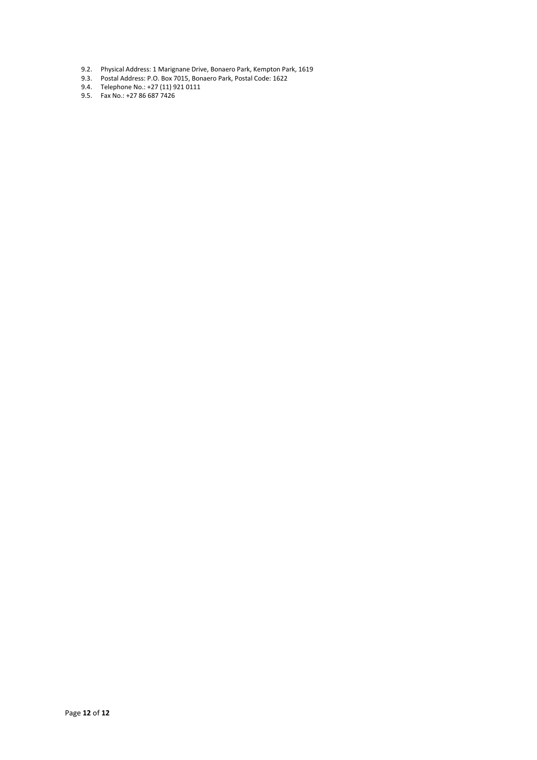9.2. Physical Address: 1 Marignane Drive, Bonaero Park, Kempton Park, 1619
9.3. Postal Address: P.O. Box 7015, Bonaero Park, Postal Code: 1622
9.4. Telephone No.: +27 (11) 921 0111
9.5. Fax No.: +27 86 687 7426